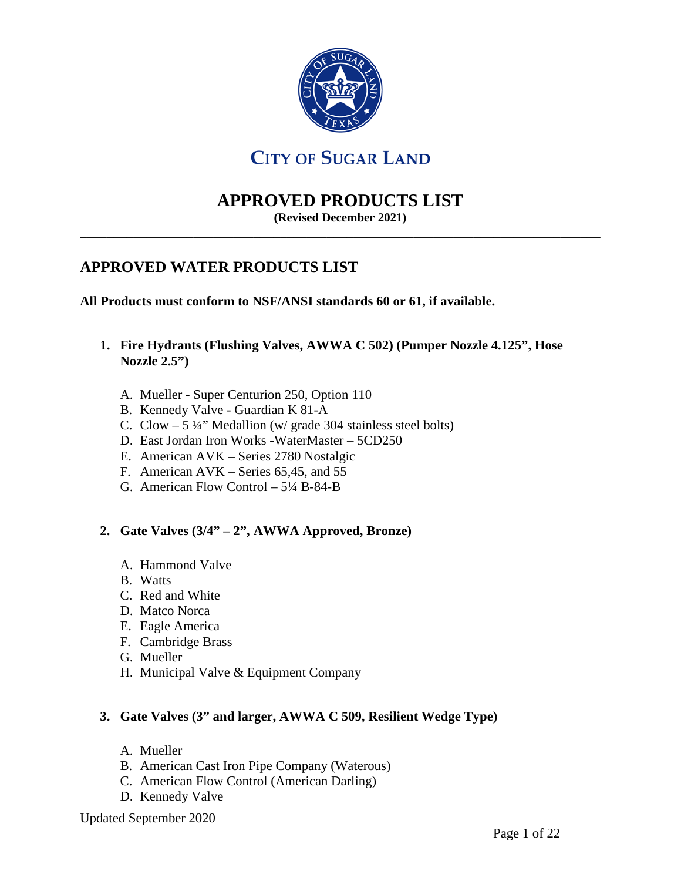# CITY OF SUGAR LAND

# APPROVED PRODUCTS LIST

**(Revised December 2021)**

---

## APPROVED WATER PRODUCTS LIST

**All Products must conform to NSF/ANSI standards 60 or 61, if available.**

1. **Fire Hydrants (Flushing Valves, AWWA C 502) (Pumper Nozzle 4.125”, Hose Nozzle 2.5”)**

   A. Mueller - Super Centurion 250, Option 110
   B. Kennedy Valve - Guardian K 81-A
   C. Clow – 5 ¼” Medallion (w/ grade 304 stainless steel bolts)
   D. East Jordan Iron Works -WaterMaster – 5CD250
   E. American AVK – Series 2780 Nostalgic
   F. American AVK – Series 65,45, and 55
   G. American Flow Control – 5¼ B-84-B

2. **Gate Valves (3/4” – 2”, AWWA Approved, Bronze)**

   A. Hammond Valve
   B. Watts
   C. Red and White
   D. Matco Norca
   E. Eagle America
   F. Cambridge Brass
   G. Mueller
   H. Municipal Valve & Equipment Company

3. **Gate Valves (3” and larger, AWWA C 509, Resilient Wedge Type)**

   A. Mueller
   B. American Cast Iron Pipe Company (Waterous)
   C. American Flow Control (American Darling)
   D. Kennedy Valve

Updated September 2020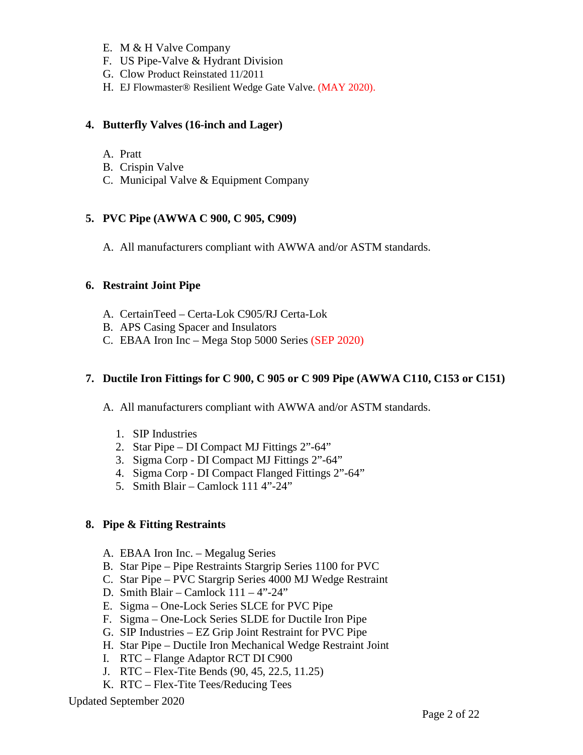E. M & H Valve Company
F. US Pipe-Valve & Hydrant Division
G. Clow Product Reinstated 11/2011
H. EJ Flowmaster® Resilient Wedge Gate Valve. (MAY 2020).

## 4. Butterfly Valves (16-inch and Lager)

A. Pratt
B. Crispin Valve
C. Municipal Valve & Equipment Company

## 5. PVC Pipe (AWWA C 900, C 905, C909)

A. All manufacturers compliant with AWWA and/or ASTM standards.

## 6. Restraint Joint Pipe

A. CertainTeed – Certa-Lok C905/RJ Certa-Lok
B. APS Casing Spacer and Insulators
C. EBAA Iron Inc – Mega Stop 5000 Series (SEP 2020)

## 7. Ductile Iron Fittings for C 900, C 905 or C 909 Pipe (AWWA C110, C153 or C151)

A. All manufacturers compliant with AWWA and/or ASTM standards.

1. SIP Industries
2. Star Pipe – DI Compact MJ Fittings 2"-64"
3. Sigma Corp - DI Compact MJ Fittings 2"-64"
4. Sigma Corp - DI Compact Flanged Fittings 2"-64"
5. Smith Blair – Camlock 111 4"-24"

## 8. Pipe & Fitting Restraints

A. EBAA Iron Inc. – Megalug Series
B. Star Pipe – Pipe Restraints Stargrip Series 1100 for PVC
C. Star Pipe – PVC Stargrip Series 4000 MJ Wedge Restraint
D. Smith Blair – Camlock 111 – 4"-24"
E. Sigma – One-Lock Series SLCE for PVC Pipe
F. Sigma – One-Lock Series SLDE for Ductile Iron Pipe
G. SIP Industries – EZ Grip Joint Restraint for PVC Pipe
H. Star Pipe – Ductile Iron Mechanical Wedge Restraint Joint
I. RTC – Flange Adaptor RCT DI C900
J. RTC – Flex-Tite Bends (90, 45, 22.5, 11.25)
K. RTC – Flex-Tite Tees/Reducing Tees

Updated September 2020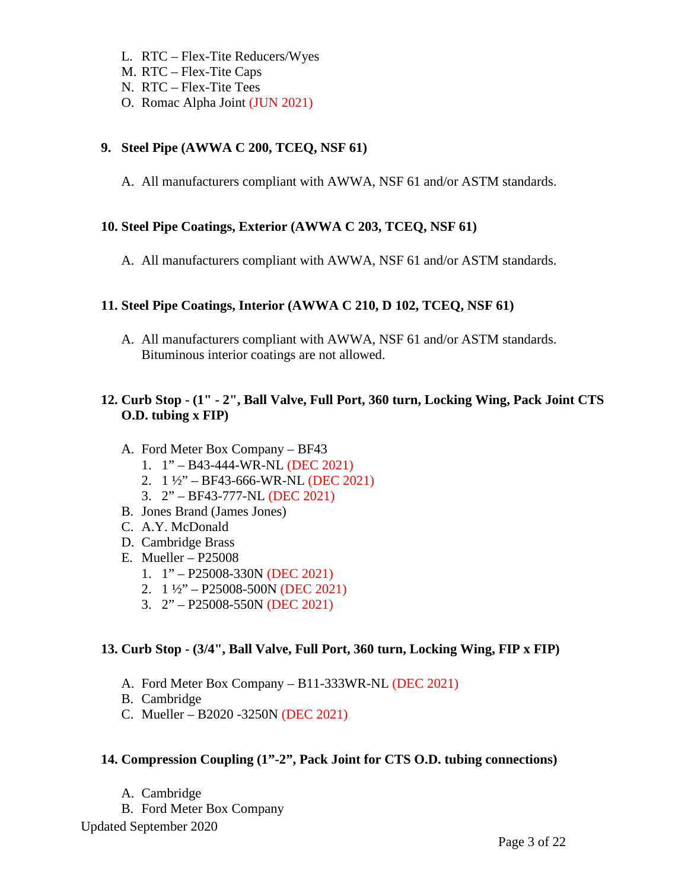L. RTC – Flex-Tite Reducers/Wyes
M. RTC – Flex-Tite Caps
N. RTC – Flex-Tite Tees
O. Romac Alpha Joint (JUN 2021)

**9. Steel Pipe (AWWA C 200, TCEQ, NSF 61)**

A. All manufacturers compliant with AWWA, NSF 61 and/or ASTM standards.

**10. Steel Pipe Coatings, Exterior (AWWA C 203, TCEQ, NSF 61)**

A. All manufacturers compliant with AWWA, NSF 61 and/or ASTM standards.

**11. Steel Pipe Coatings, Interior (AWWA C 210, D 102, TCEQ, NSF 61)**

A. All manufacturers compliant with AWWA, NSF 61 and/or ASTM standards. Bituminous interior coatings are not allowed.

**12. Curb Stop - (1" - 2", Ball Valve, Full Port, 360 turn, Locking Wing, Pack Joint CTS O.D. tubing x FIP)**

A. Ford Meter Box Company – BF43
   1. 1" – B43-444-WR-NL (DEC 2021)
   2. 1 ½" – BF43-666-WR-NL (DEC 2021)
   3. 2" – BF43-777-NL (DEC 2021)
B. Jones Brand (James Jones)
C. A.Y. McDonald
D. Cambridge Brass
E. Mueller – P25008
   1. 1" – P25008-330N (DEC 2021)
   2. 1 ½" – P25008-500N (DEC 2021)
   3. 2" – P25008-550N (DEC 2021)

**13. Curb Stop - (3/4", Ball Valve, Full Port, 360 turn, Locking Wing, FIP x FIP)**

A. Ford Meter Box Company – B11-333WR-NL (DEC 2021)
B. Cambridge
C. Mueller – B2020 -3250N (DEC 2021)

**14. Compression Coupling (1"-2", Pack Joint for CTS O.D. tubing connections)**

A. Cambridge
B. Ford Meter Box Company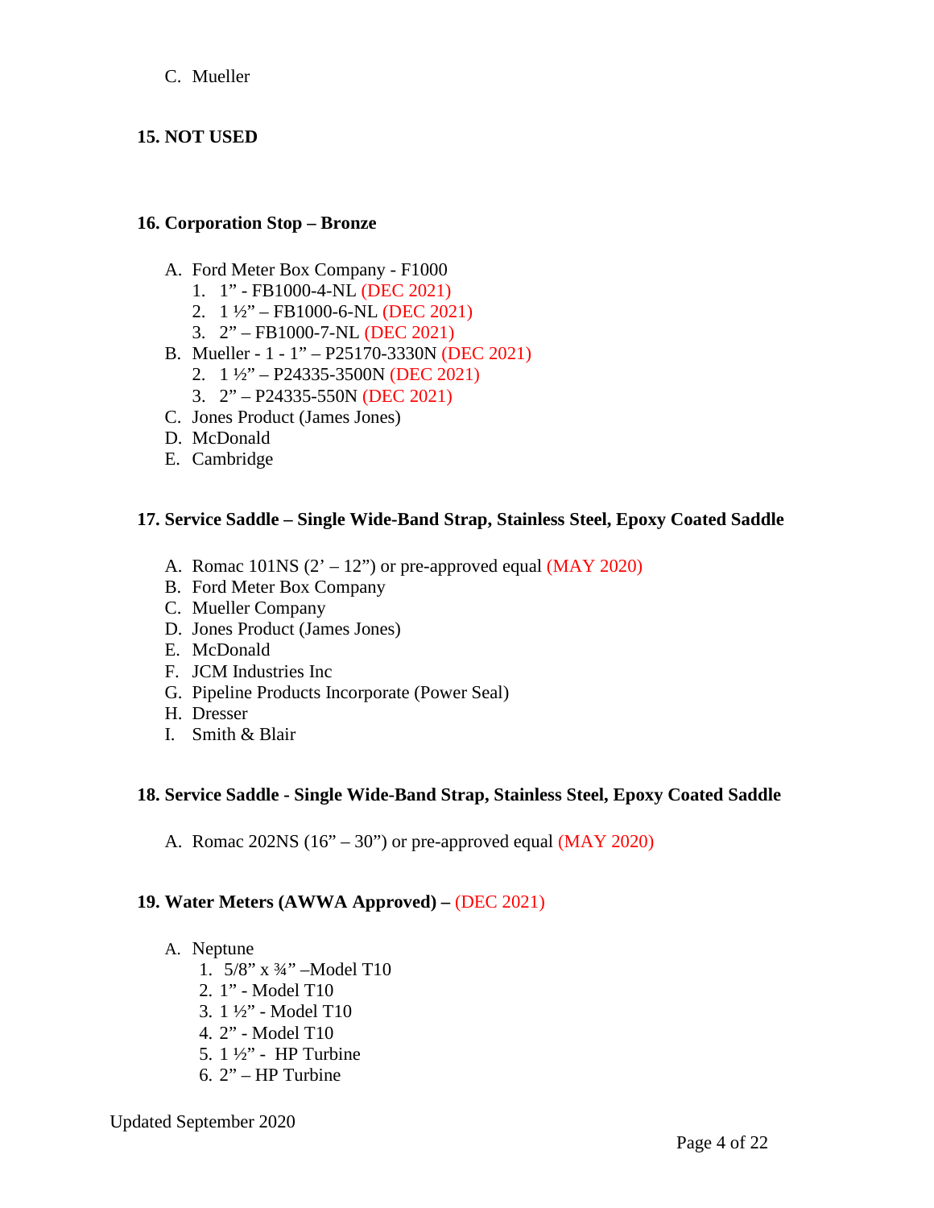C. Mueller

**15. NOT USED**

**16. Corporation Stop – Bronze**

A. Ford Meter Box Company - F1000
   1. 1" - FB1000-4-NL (DEC 2021)
   2. 1 ½" – FB1000-6-NL (DEC 2021)
   3. 2" – FB1000-7-NL (DEC 2021)

B. Mueller - 1 - 1" – P25170-3330N (DEC 2021)
   2. 1 ½" – P24335-3500N (DEC 2021)
   3. 2" – P24335-550N (DEC 2021)

C. Jones Product (James Jones)

D. McDonald

E. Cambridge

**17. Service Saddle – Single Wide-Band Strap, Stainless Steel, Epoxy Coated Saddle**

A. Romac 101NS (2' – 12") or pre-approved equal (MAY 2020)

B. Ford Meter Box Company

C. Mueller Company

D. Jones Product (James Jones)

E. McDonald

F. JCM Industries Inc

G. Pipeline Products Incorporate (Power Seal)

H. Dresser

I. Smith & Blair

**18. Service Saddle - Single Wide-Band Strap, Stainless Steel, Epoxy Coated Saddle**

A. Romac 202NS (16" – 30") or pre-approved equal (MAY 2020)

**19. Water Meters (AWWA Approved) –** (DEC 2021)

A. Neptune
   1. 5/8" x ¾" –Model T10
   2. 1" - Model T10
   3. 1 ½" - Model T10
   4. 2" - Model T10
   5. 1 ½" - HP Turbine
   6. 2" – HP Turbine

Updated September 2020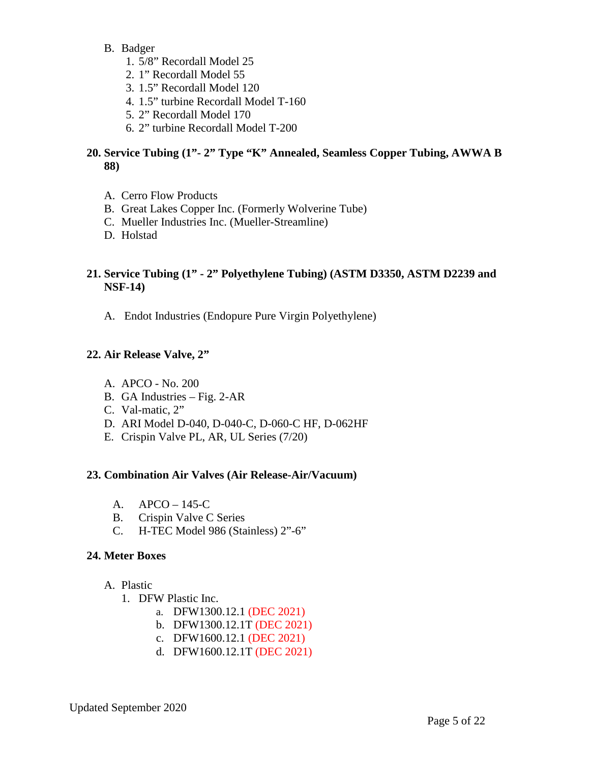B. Badger
   1. 5/8" Recordall Model 25
   2. 1" Recordall Model 55
   3. 1.5" Recordall Model 120
   4. 1.5" turbine Recordall Model T-160
   5. 2" Recordall Model 170
   6. 2" turbine Recordall Model T-200

**20. Service Tubing (1"- 2" Type "K" Annealed, Seamless Copper Tubing, AWWA B 88)**

A. Cerro Flow Products
B. Great Lakes Copper Inc. (Formerly Wolverine Tube)
C. Mueller Industries Inc. (Mueller-Streamline)
D. Holstad

**21. Service Tubing (1" - 2" Polyethylene Tubing) (ASTM D3350, ASTM D2239 and NSF-14)**

A. Endot Industries (Endopure Pure Virgin Polyethylene)

**22. Air Release Valve, 2"**

A. APCO - No. 200
B. GA Industries – Fig. 2-AR
C. Val-matic, 2"
D. ARI Model D-040, D-040-C, D-060-C HF, D-062HF
E. Crispin Valve PL, AR, UL Series (7/20)

**23. Combination Air Valves (Air Release-Air/Vacuum)**

A. APCO – 145-C
B. Crispin Valve C Series
C. H-TEC Model 986 (Stainless) 2"-6"

**24. Meter Boxes**

A. Plastic
   1. DFW Plastic Inc.
      a. DFW1300.12.1 (DEC 2021)
      b. DFW1300.12.1T (DEC 2021)
      c. DFW1600.12.1 (DEC 2021)
      d. DFW1600.12.1T (DEC 2021)

Updated September 2020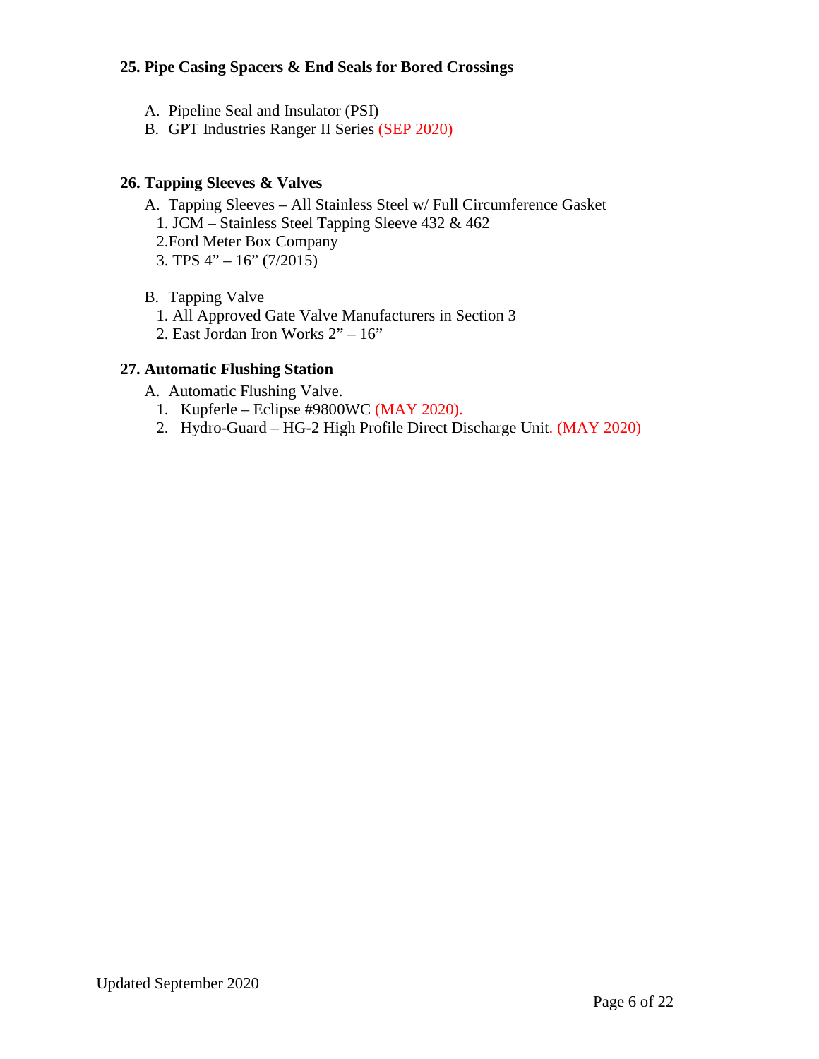### 25. Pipe Casing Spacers & End Seals for Bored Crossings

A. Pipeline Seal and Insulator (PSI)
B. GPT Industries Ranger II Series (SEP 2020)

### 26. Tapping Sleeves & Valves

A. Tapping Sleeves – All Stainless Steel w/ Full Circumference Gasket
   1. JCM – Stainless Steel Tapping Sleeve 432 & 462
   2. Ford Meter Box Company
   3. TPS 4" – 16" (7/2015)

B. Tapping Valve
   1. All Approved Gate Valve Manufacturers in Section 3
   2. East Jordan Iron Works 2" – 16"

### 27. Automatic Flushing Station

A. Automatic Flushing Valve.
   1. Kupferle – Eclipse #9800WC (MAY 2020).
   2. Hydro-Guard – HG-2 High Profile Direct Discharge Unit. (MAY 2020)

Updated September 2020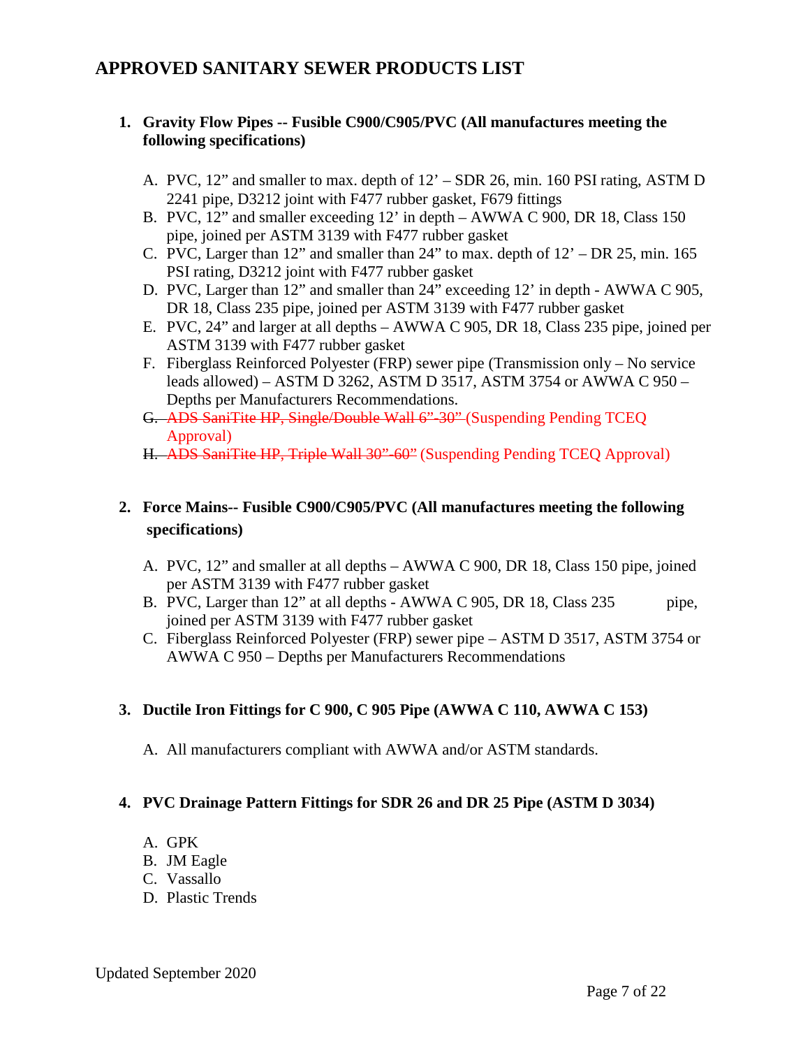## APPROVED SANITARY SEWER PRODUCTS LIST

1. **Gravity Flow Pipes -- Fusible C900/C905/PVC (All manufactures meeting the following specifications)**

   A. PVC, 12" and smaller to max. depth of 12' – SDR 26, min. 160 PSI rating, ASTM D 2241 pipe, D3212 joint with F477 rubber gasket, F679 fittings
   B. PVC, 12" and smaller exceeding 12' in depth – AWWA C 900, DR 18, Class 150 pipe, joined per ASTM 3139 with F477 rubber gasket
   C. PVC, Larger than 12" and smaller than 24" to max. depth of 12' – DR 25, min. 165 PSI rating, D3212 joint with F477 rubber gasket
   D. PVC, Larger than 12" and smaller than 24" exceeding 12' in depth - AWWA C 905, DR 18, Class 235 pipe, joined per ASTM 3139 with F477 rubber gasket
   E. PVC, 24" and larger at all depths – AWWA C 905, DR 18, Class 235 pipe, joined per ASTM 3139 with F477 rubber gasket
   F. Fiberglass Reinforced Polyester (FRP) sewer pipe (Transmission only – No service leads allowed) – ASTM D 3262, ASTM D 3517, ASTM 3754 or AWWA C 950 – Depths per Manufacturers Recommendations.
   G. ~~ADS SaniTite HP, Single/Double Wall 6"-30"~~ (Suspending Pending TCEQ Approval)
   H. ~~ADS SaniTite HP, Triple Wall 30"-60"~~ (Suspending Pending TCEQ Approval)

2. **Force Mains-- Fusible C900/C905/PVC (All manufactures meeting the following specifications)**

   A. PVC, 12" and smaller at all depths – AWWA C 900, DR 18, Class 150 pipe, joined per ASTM 3139 with F477 rubber gasket
   B. PVC, Larger than 12" at all depths - AWWA C 905, DR 18, Class 235 pipe, joined per ASTM 3139 with F477 rubber gasket
   C. Fiberglass Reinforced Polyester (FRP) sewer pipe – ASTM D 3517, ASTM 3754 or AWWA C 950 – Depths per Manufacturers Recommendations

3. **Ductile Iron Fittings for C 900, C 905 Pipe (AWWA C 110, AWWA C 153)**

   A. All manufacturers compliant with AWWA and/or ASTM standards.

4. **PVC Drainage Pattern Fittings for SDR 26 and DR 25 Pipe (ASTM D 3034)**

   A. GPK
   B. JM Eagle
   C. Vassallo
   D. Plastic Trends

Updated September 2020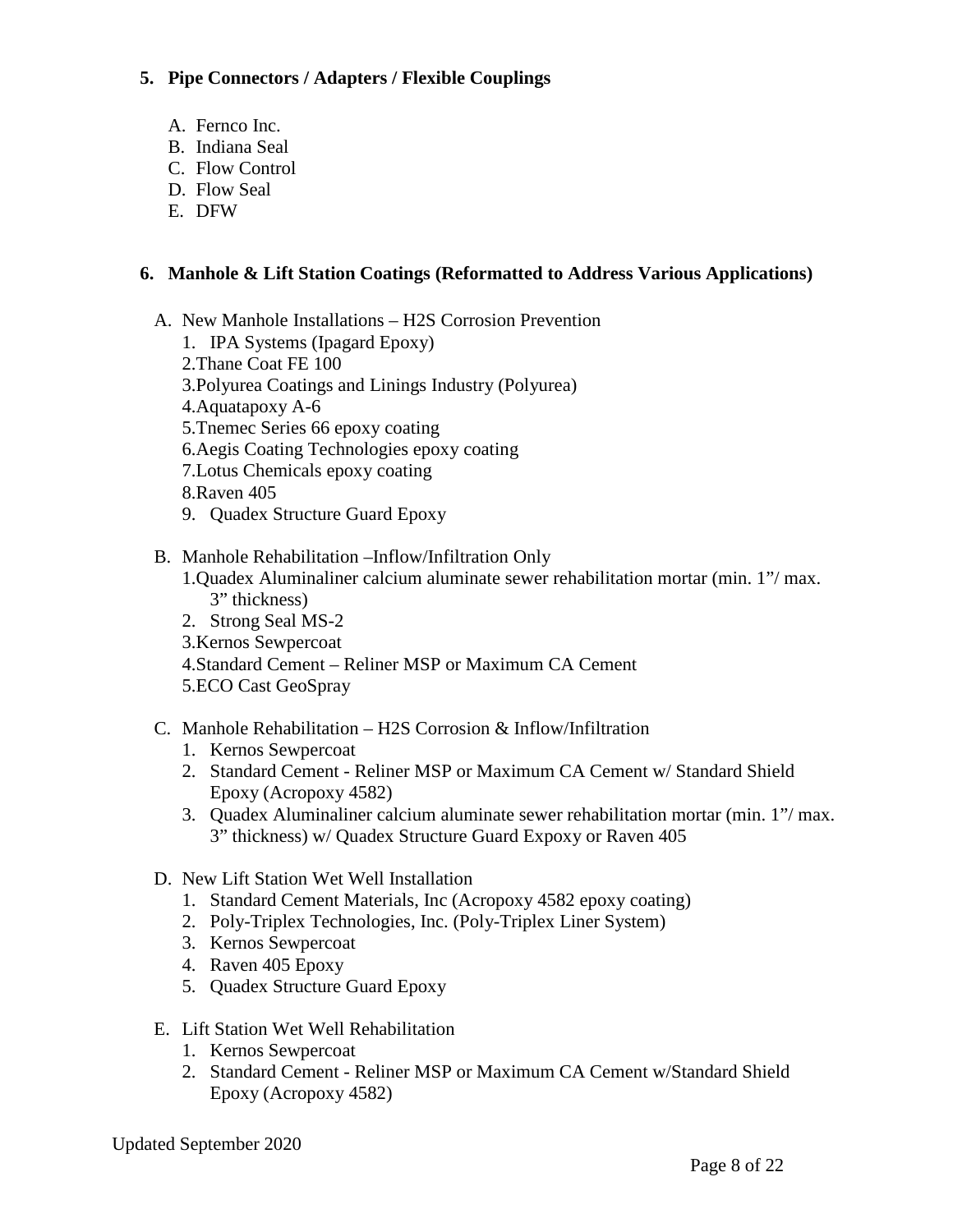## 5. Pipe Connectors / Adapters / Flexible Couplings

A. Fernco Inc.
B. Indiana Seal
C. Flow Control
D. Flow Seal
E. DFW

## 6. Manhole & Lift Station Coatings (Reformatted to Address Various Applications)

A. New Manhole Installations – $H_2S$ Corrosion Prevention
   1. IPA Systems (Ipagard Epoxy)
   2. Thane Coat FE 100
   3. Polyurea Coatings and Linings Industry (Polyurea)
   4. Aquatapoxy A-6
   5. Tnemec Series 66 epoxy coating
   6. Aegis Coating Technologies epoxy coating
   7. Lotus Chemicals epoxy coating
   8. Raven 405
   9. Quadex Structure Guard Epoxy

B. Manhole Rehabilitation –Inflow/Infiltration Only
   1. Quadex Aluminaliner calcium aluminate sewer rehabilitation mortar (min. 1"/ max. 3" thickness)
   2. Strong Seal MS-2
   3. Kernos Sewpercoat
   4. Standard Cement – Reliner MSP or Maximum CA Cement
   5. ECO Cast GeoSpray

C. Manhole Rehabilitation – $H_2S$ Corrosion & Inflow/Infiltration
   1. Kernos Sewpercoat
   2. Standard Cement - Reliner MSP or Maximum CA Cement w/ Standard Shield Epoxy (Acropoxy 4582)
   3. Quadex Aluminaliner calcium aluminate sewer rehabilitation mortar (min. 1"/ max. 3" thickness) w/ Quadex Structure Guard Expoxy or Raven 405

D. New Lift Station Wet Well Installation
   1. Standard Cement Materials, Inc (Acropoxy 4582 epoxy coating)
   2. Poly-Triplex Technologies, Inc. (Poly-Triplex Liner System)
   3. Kernos Sewpercoat
   4. Raven 405 Epoxy
   5. Quadex Structure Guard Epoxy

E. Lift Station Wet Well Rehabilitation
   1. Kernos Sewpercoat
   2. Standard Cement - Reliner MSP or Maximum CA Cement w/Standard Shield Epoxy (Acropoxy 4582)

Updated September 2020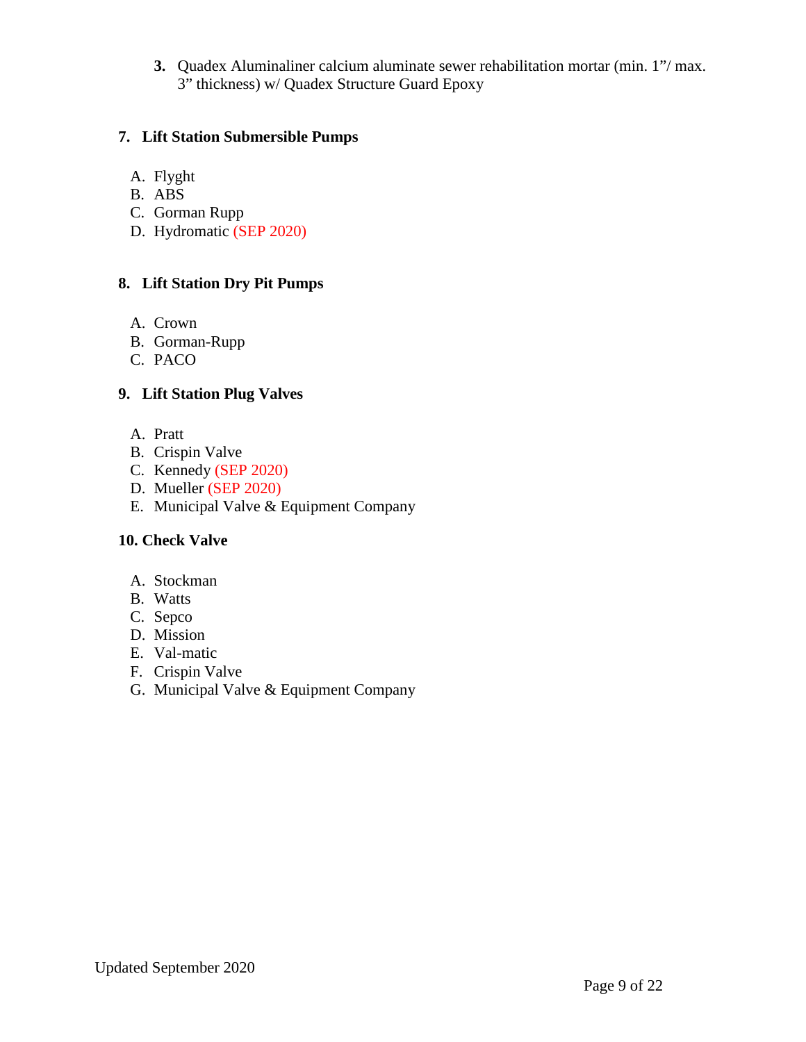3. Quadex Aluminaliner calcium aluminate sewer rehabilitation mortar (min. 1"/ max. 3" thickness) w/ Quadex Structure Guard Epoxy

## 7. Lift Station Submersible Pumps

A. Flyght
B. ABS
C. Gorman Rupp
D. Hydromatic (SEP 2020)

## 8. Lift Station Dry Pit Pumps

A. Crown
B. Gorman-Rupp
C. PACO

## 9. Lift Station Plug Valves

A. Pratt
B. Crispin Valve
C. Kennedy (SEP 2020)
D. Mueller (SEP 2020)
E. Municipal Valve & Equipment Company

## 10. Check Valve

A. Stockman
B. Watts
C. Sepco
D. Mission
E. Val-matic
F. Crispin Valve
G. Municipal Valve & Equipment Company

Updated September 2020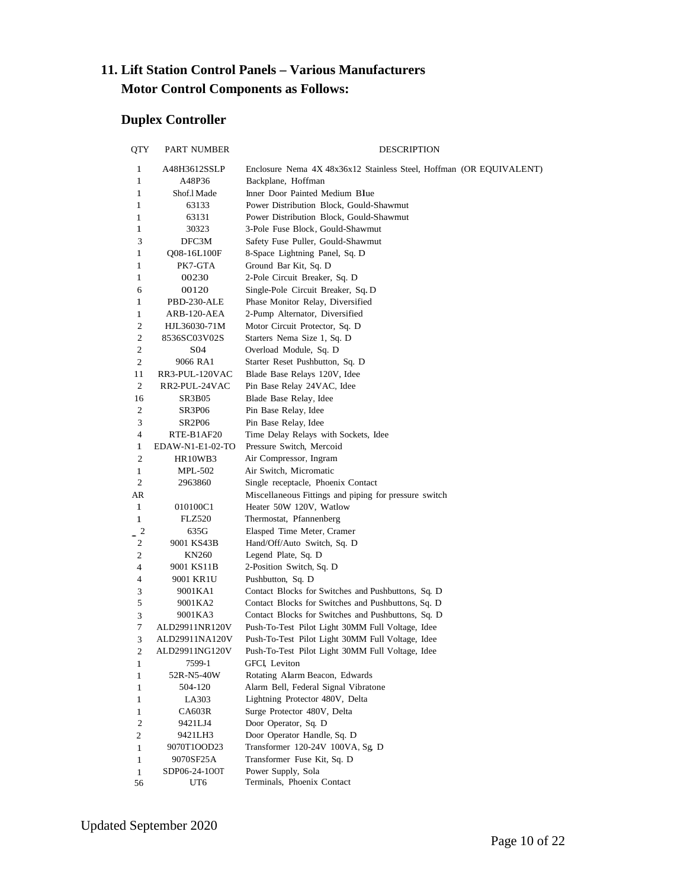## 11. Lift Station Control Panels – Various Manufacturers

## Motor Control Components as Follows:

### Duplex Controller

| QTY | PART NUMBER | DESCRIPTION |
|---|---|---|
| 1 | A48H3612SSLP | Enclosure Nema 4X 48x36x12 Stainless Steel, Hoffman (OR EQUIVALENT) |
| 1 | A48P36 | Backplane, Hoffman |
| 1 | Shof.l Made | Inner Door Painted Medium BIue |
| 1 | 63133 | Power Distribution Block, Gould-Shawmut |
| 1 | 63131 | Power Distribution Block, Gould-Shawmut |
| 1 | 30323 | 3-Pole Fuse Block, Gould-Shawmut |
| 3 | DFC3M | Safety Fuse Puller, Gould-Shawmut |
| 1 | Q08-16L100F | 8-Space Lightning Panel, Sq. D |
| 1 | PK7-GTA | Ground Bar Kit, Sq. D |
| 1 | 00230 | 2-Pole Circuit Breaker, Sq. D |
| 6 | 00120 | Single-Pole Circuit Breaker, Sq. D |
| 1 | PBD-230-ALE | Phase Monitor Relay, Diversified |
| 1 | ARB-120-AEA | 2-Pump Alternator, Diversified |
| 2 | HJL36030-71M | Motor Circuit Protector, Sq. D |
| 2 | 8536SC03V02S | Starters Nema Size 1, Sq. D |
| 2 | S04 | Overload Module, Sq. D |
| 2 | 9066 RA1 | Starter Reset Pushbutton, Sq. D |
| 11 | RR3-PUL-120VAC | Blade Base Relays 120V, Idee |
| 2 | RR2-PUL-24VAC | Pin Base Relay 24VAC, Idee |
| 16 | SR3B05 | Blade Base Relay, Idee |
| 2 | SR3P06 | Pin Base Relay, Idee |
| 3 | SR2P06 | Pin Base Relay, Idee |
| 4 | RTE-B1AF20 | Time Delay Relays with Sockets, Idee |
| 1 | EDAW-N1-E1-02-TO | Pressure Switch, Mercoid |
| 2 | HR10WB3 | Air Compressor, Ingram |
| 1 | MPL-502 | Air Switch, Micromatic |
| 2 | 2963860 | Single receptacle, Phoenix Contact |
| AR | | Miscellaneous Fittings and piping for pressure switch |
| 1 | 010100C1 | Heater 50W 120V, Watlow |
| 1 | FLZ520 | Thermostat, Pfannenberg |
| 2 | 635G | Elasped Time Meter, Cramer |
| 2 | 9001 KS43B | Hand/Off/Auto Switch, Sq. D |
| 2 | KN260 | Legend Plate, Sq. D |
| 4 | 9001 KS11B | 2-Position Switch, Sq. D |
| 4 | 9001 KR1U | Pushbutton, Sq. D |
| 3 | 9001KA1 | Contact Blocks for Switches and Pushbuttons, Sq. D |
| 5 | 9001KA2 | Contact Blocks for Switches and Pushbuttons, Sq. D |
| 3 | 9001KA3 | Contact Blocks for Switches and Pushbuttons, Sq. D |
| 7 | ALD29911NR120V | Push-To-Test Pilot Light 30MM Full Voltage, Idee |
| 3 | ALD29911NA120V | Push-To-Test Pilot Light 30MM Full Voltage, Idee |
| 2 | ALD29911NG120V | Push-To-Test Pilot Light 30MM Full Voltage, Idee |
| 1 | 7599-1 | GFCI, Leviton |
| 1 | 52R-N5-40W | Rotating Alarm Beacon, Edwards |
| 1 | 504-120 | Alarm Bell, Federal Signal Vibratone |
| 1 | LA303 | Lightning Protector 480V, Delta |
| 1 | CA603R | Surge Protector 480V, Delta |
| 2 | 9421LJ4 | Door Operator, Sq. D |
| 2 | 9421LH3 | Door Operator Handle, Sq. D |
| 1 | 9070T1OOD23 | Transformer 120-24V 100VA, Sg. D |
| 1 | 9070SF25A | Transformer Fuse Kit, Sq. D |
| 1 | SDP06-24-1OOT | Power Supply, Sola |
| 56 | UT6 | Terminals, Phoenix Contact |

Updated September 2020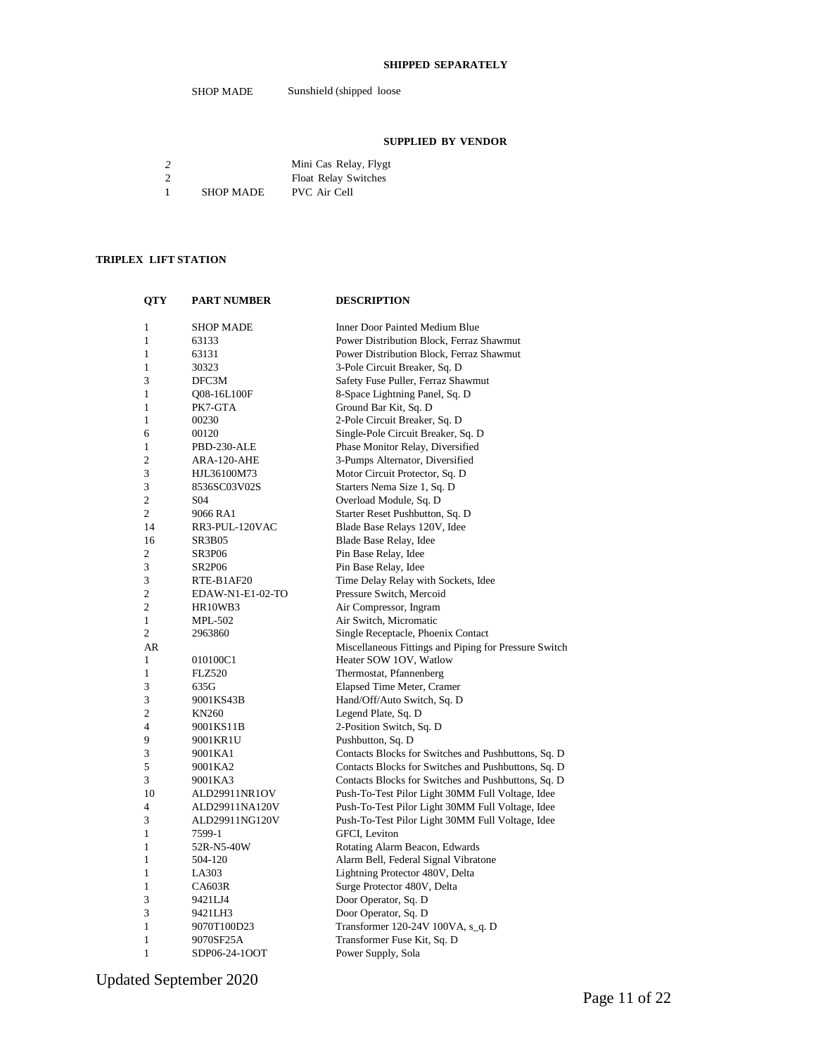**SHIPPED SEPARATELY**

SHOP MADE Sunshield (shipped loose

**SUPPLIED BY VENDOR**

| | | |
|---|---|---|
| *2* | | Mini Cas Relay, Flygt |
| 2 | | Float Relay Switches |
| 1 | SHOP MADE | PVC Air Cell |

**TRIPLEX LIFT STATION**

| QTY | PART NUMBER | DESCRIPTION |
|---|---|---|
| 1 | SHOP MADE | Inner Door Painted Medium Blue |
| 1 | 63133 | Power Distribution Block, Ferraz Shawmut |
| 1 | 63131 | Power Distribution Block, Ferraz Shawmut |
| 1 | 30323 | 3-Pole Circuit Breaker, Sq. D |
| 3 | DFC3M | Safety Fuse Puller, Ferraz Shawmut |
| 1 | Q08-16L100F | 8-Space Lightning Panel, Sq. D |
| 1 | PK7-GTA | Ground Bar Kit, Sq. D |
| 1 | 00230 | 2-Pole Circuit Breaker, Sq. D |
| 6 | 00120 | Single-Pole Circuit Breaker, Sq. D |
| 1 | PBD-230-ALE | Phase Monitor Relay, Diversified |
| 2 | ARA-120-AHE | 3-Pumps Alternator, Diversified |
| 3 | HJL36100M73 | Motor Circuit Protector, Sq. D |
| 3 | 8536SC03V02S | Starters Nema Size 1, Sq. D |
| 2 | S04 | Overload Module, Sq. D |
| 2 | 9066 RA1 | Starter Reset Pushbutton, Sq. D |
| 14 | RR3-PUL-120VAC | Blade Base Relays 120V, Idee |
| 16 | SR3B05 | Blade Base Relay, Idee |
| 2 | SR3P06 | Pin Base Relay, Idee |
| 3 | SR2P06 | Pin Base Relay, Idee |
| 3 | RTE-B1AF20 | Time Delay Relay with Sockets, Idee |
| 2 | EDAW-N1-E1-02-TO | Pressure Switch, Mercoid |
| 2 | HR10WB3 | Air Compressor, Ingram |
| 1 | MPL-502 | Air Switch, Micromatic |
| 2 | 2963860 | Single Receptacle, Phoenix Contact |
| AR | | Miscellaneous Fittings and Piping for Pressure Switch |
| 1 | 010100C1 | Heater SOW 1OV, Watlow |
| 1 | FLZ520 | Thermostat, Pfannenberg |
| 3 | 635G | Elapsed Time Meter, Cramer |
| 3 | 9001KS43B | Hand/Off/Auto Switch, Sq. D |
| 2 | KN260 | Legend Plate, Sq. D |
| 4 | 9001KS11B | 2-Position Switch, Sq. D |
| 9 | 9001KR1U | Pushbutton, Sq. D |
| 3 | 9001KA1 | Contacts Blocks for Switches and Pushbuttons, Sq. D |
| 5 | 9001KA2 | Contacts Blocks for Switches and Pushbuttons, Sq. D |
| 3 | 9001KA3 | Contacts Blocks for Switches and Pushbuttons, Sq. D |
| 10 | ALD29911NR1OV | Push-To-Test Pilor Light 30MM Full Voltage, Idee |
| 4 | ALD29911NA120V | Push-To-Test Pilor Light 30MM Full Voltage, Idee |
| 3 | ALD29911NG120V | Push-To-Test Pilor Light 30MM Full Voltage, Idee |
| 1 | 7599-1 | GFCI, Leviton |
| 1 | 52R-N5-40W | Rotating Alarm Beacon, Edwards |
| 1 | 504-120 | Alarm Bell, Federal Signal Vibratone |
| 1 | LA303 | Lightning Protector 480V, Delta |
| 1 | CA603R | Surge Protector 480V, Delta |
| 3 | 9421LJ4 | Door Operator, Sq. D |
| 3 | 9421LH3 | Door Operator, Sq. D |
| 1 | 9070T100D23 | Transformer 120-24V 100VA, s_q. D |
| 1 | 9070SF25A | Transformer Fuse Kit, Sq. D |
| 1 | SDP06-24-1OOT | Power Supply, Sola |

Updated September 2020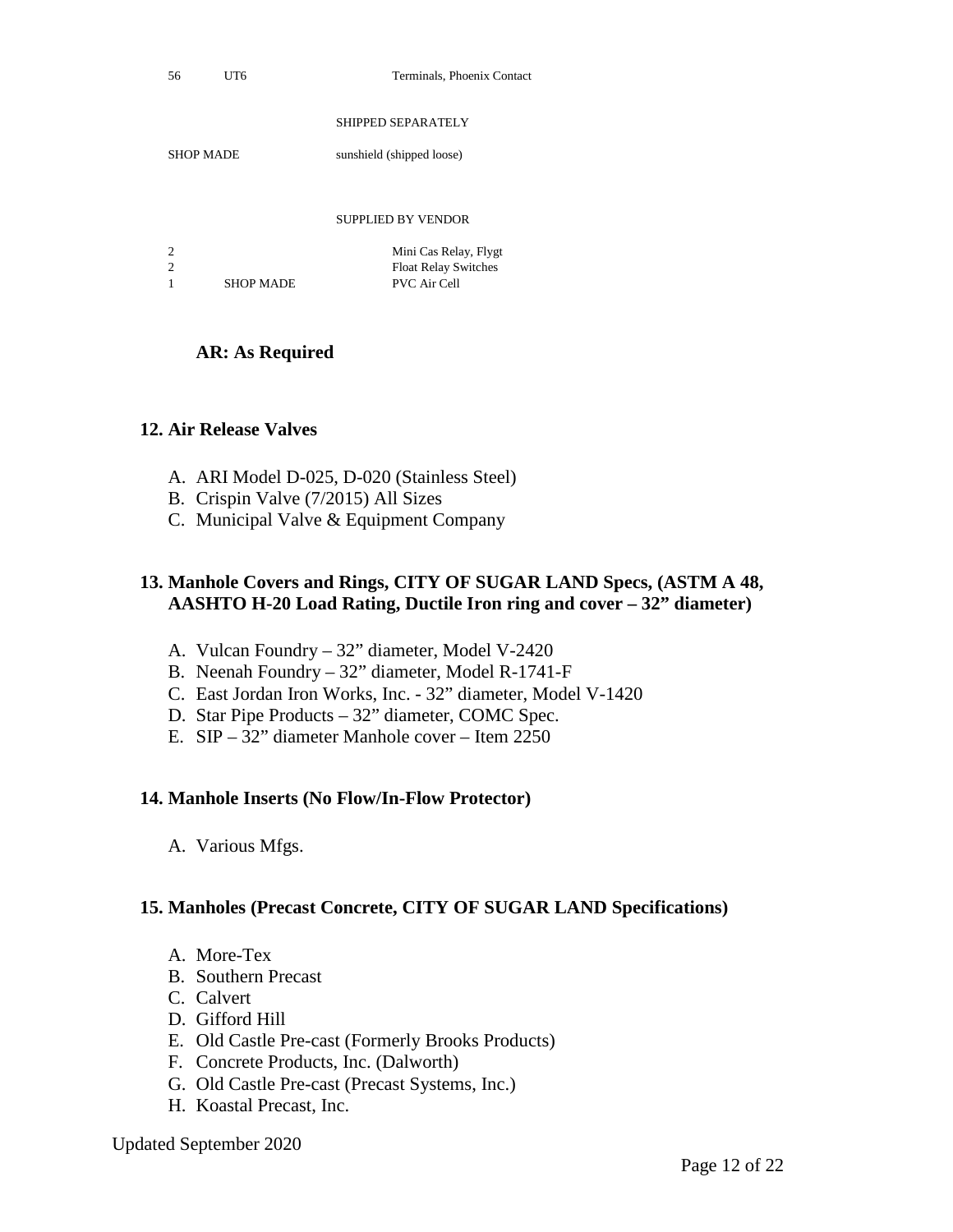| | | |
|---|---|---|
| 56 | UT6 | Terminals, Phoenix Contact |
| | | SHIPPED SEPARATELY |
| SHOP MADE | | sunshield (shipped loose) |
| | | SUPPLIED BY VENDOR |
| 2 | | Mini Cas Relay, Flygt |
| 2 | | Float Relay Switches |
| 1 | SHOP MADE | PVC Air Cell |

**AR: As Required**

### 12. Air Release Valves

A. ARI Model D-025, D-020 (Stainless Steel)
B. Crispin Valve (7/2015) All Sizes
C. Municipal Valve & Equipment Company

### 13. Manhole Covers and Rings, CITY OF SUGAR LAND Specs, (ASTM A 48, AASHTO H-20 Load Rating, Ductile Iron ring and cover – 32" diameter)

A. Vulcan Foundry – 32" diameter, Model V-2420
B. Neenah Foundry – 32" diameter, Model R-1741-F
C. East Jordan Iron Works, Inc. - 32" diameter, Model V-1420
D. Star Pipe Products – 32" diameter, COMC Spec.
E. SIP – 32" diameter Manhole cover – Item 2250

### 14. Manhole Inserts (No Flow/In-Flow Protector)

A. Various Mfgs.

### 15. Manholes (Precast Concrete, CITY OF SUGAR LAND Specifications)

A. More-Tex
B. Southern Precast
C. Calvert
D. Gifford Hill
E. Old Castle Pre-cast (Formerly Brooks Products)
F. Concrete Products, Inc. (Dalworth)
G. Old Castle Pre-cast (Precast Systems, Inc.)
H. Koastal Precast, Inc.

Updated September 2020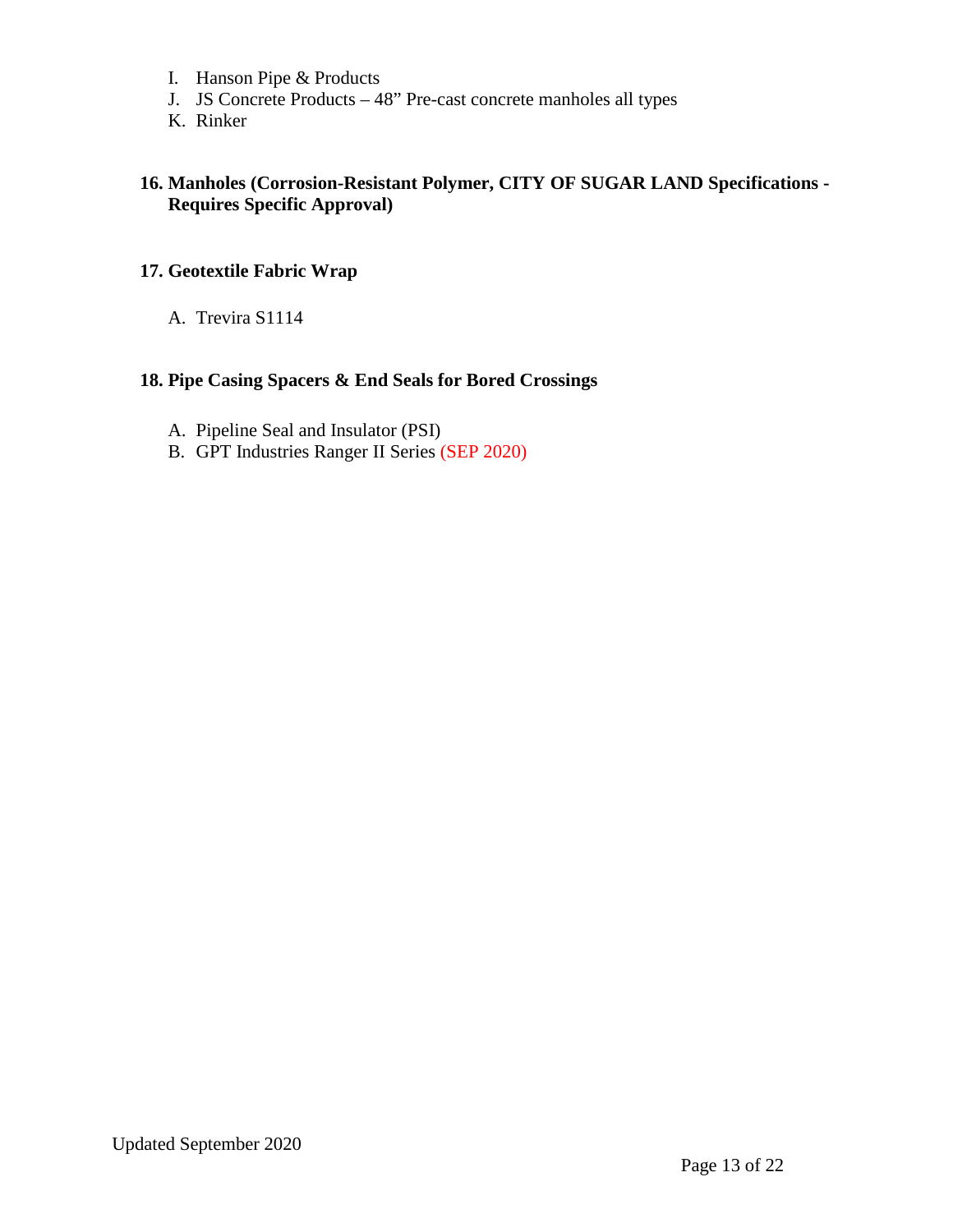I. Hanson Pipe & Products
J. JS Concrete Products – 48" Pre-cast concrete manholes all types
K. Rinker

**16. Manholes (Corrosion-Resistant Polymer, CITY OF SUGAR LAND Specifications - Requires Specific Approval)**

**17. Geotextile Fabric Wrap**

A. Trevira S1114

**18. Pipe Casing Spacers & End Seals for Bored Crossings**

A. Pipeline Seal and Insulator (PSI)
B. GPT Industries Ranger II Series (SEP 2020)

Updated September 2020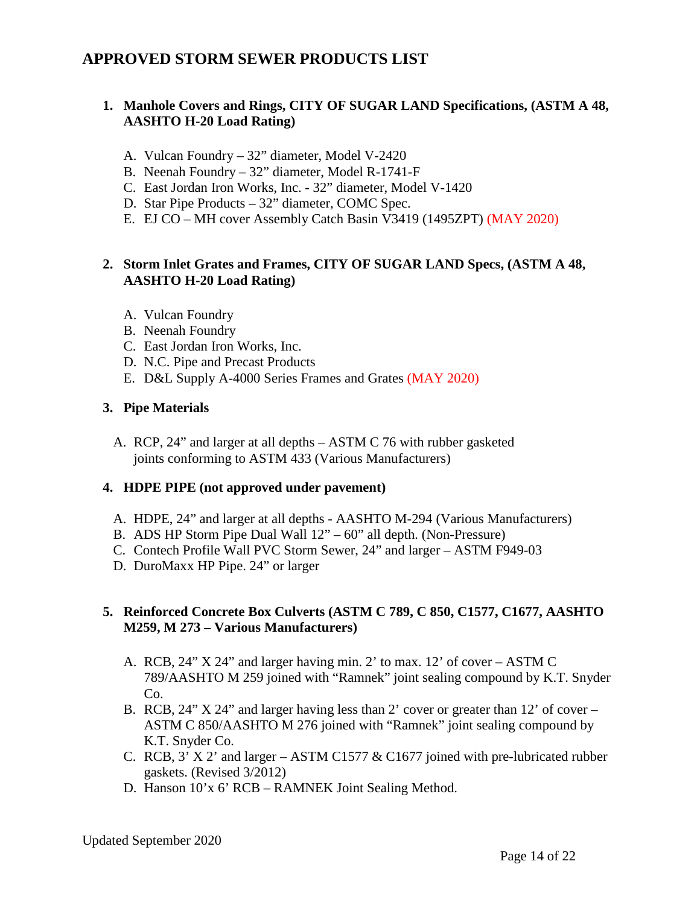# APPROVED STORM SEWER PRODUCTS LIST

1. **Manhole Covers and Rings, CITY OF SUGAR LAND Specifications, (ASTM A 48, AASHTO H-20 Load Rating)**

   A. Vulcan Foundry – 32” diameter, Model V-2420
   B. Neenah Foundry – 32” diameter, Model R-1741-F
   C. East Jordan Iron Works, Inc. - 32” diameter, Model V-1420
   D. Star Pipe Products – 32” diameter, COMC Spec.
   E. EJ CO – MH cover Assembly Catch Basin V3419 (1495ZPT) (MAY 2020)

2. **Storm Inlet Grates and Frames, CITY OF SUGAR LAND Specs, (ASTM A 48, AASHTO H-20 Load Rating)**

   A. Vulcan Foundry
   B. Neenah Foundry
   C. East Jordan Iron Works, Inc.
   D. N.C. Pipe and Precast Products
   E. D&L Supply A-4000 Series Frames and Grates (MAY 2020)

3. **Pipe Materials**

   A. RCP, 24” and larger at all depths – ASTM C 76 with rubber gasketed joints conforming to ASTM 433 (Various Manufacturers)

4. **HDPE PIPE (not approved under pavement)**

   A. HDPE, 24” and larger at all depths - AASHTO M-294 (Various Manufacturers)
   B. ADS HP Storm Pipe Dual Wall 12” – 60” all depth. (Non-Pressure)
   C. Contech Profile Wall PVC Storm Sewer, 24” and larger – ASTM F949-03
   D. DuroMaxx HP Pipe. 24” or larger

5. **Reinforced Concrete Box Culverts (ASTM C 789, C 850, C1577, C1677, AASHTO M259, M 273 – Various Manufacturers)**

   A. RCB, 24” X 24” and larger having min. 2’ to max. 12’ of cover – ASTM C 789/AASHTO M 259 joined with “Ramnek” joint sealing compound by K.T. Snyder Co.
   B. RCB, 24” X 24” and larger having less than 2’ cover or greater than 12’ of cover – ASTM C 850/AASHTO M 276 joined with “Ramnek” joint sealing compound by K.T. Snyder Co.
   C. RCB, 3’ X 2’ and larger – ASTM C1577 & C1677 joined with pre-lubricated rubber gaskets. (Revised 3/2012)
   D. Hanson 10’x 6’ RCB – RAMNEK Joint Sealing Method.

Updated September 2020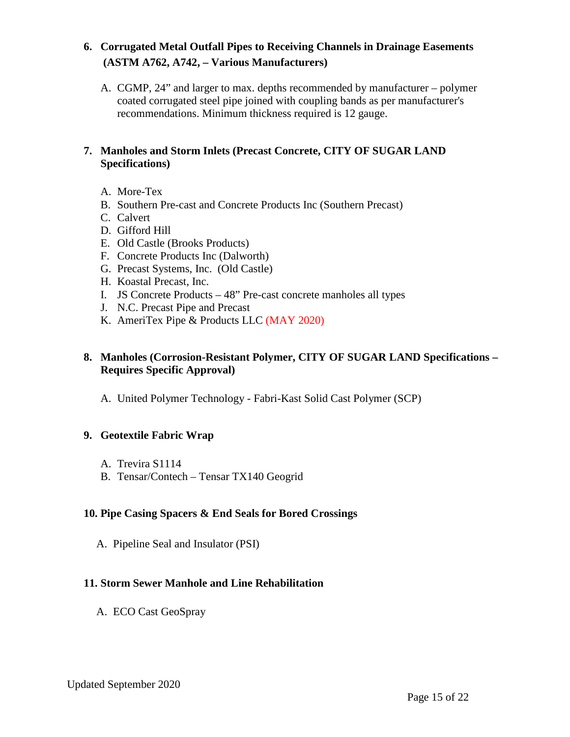### 6. Corrugated Metal Outfall Pipes to Receiving Channels in Drainage Easements (ASTM A762, A742, – Various Manufacturers)

A. CGMP, 24" and larger to max. depths recommended by manufacturer – polymer coated corrugated steel pipe joined with coupling bands as per manufacturer's recommendations. Minimum thickness required is 12 gauge.

### 7. Manholes and Storm Inlets (Precast Concrete, CITY OF SUGAR LAND Specifications)

A. More-Tex
B. Southern Pre-cast and Concrete Products Inc (Southern Precast)
C. Calvert
D. Gifford Hill
E. Old Castle (Brooks Products)
F. Concrete Products Inc (Dalworth)
G. Precast Systems, Inc. (Old Castle)
H. Koastal Precast, Inc.
I. JS Concrete Products – 48" Pre-cast concrete manholes all types
J. N.C. Precast Pipe and Precast
K. AmeriTex Pipe & Products LLC (MAY 2020)

### 8. Manholes (Corrosion-Resistant Polymer, CITY OF SUGAR LAND Specifications – Requires Specific Approval)

A. United Polymer Technology - Fabri-Kast Solid Cast Polymer (SCP)

### 9. Geotextile Fabric Wrap

A. Trevira S1114
B. Tensar/Contech – Tensar TX140 Geogrid

### 10. Pipe Casing Spacers & End Seals for Bored Crossings

A. Pipeline Seal and Insulator (PSI)

### 11. Storm Sewer Manhole and Line Rehabilitation

A. ECO Cast GeoSpray

Updated September 2020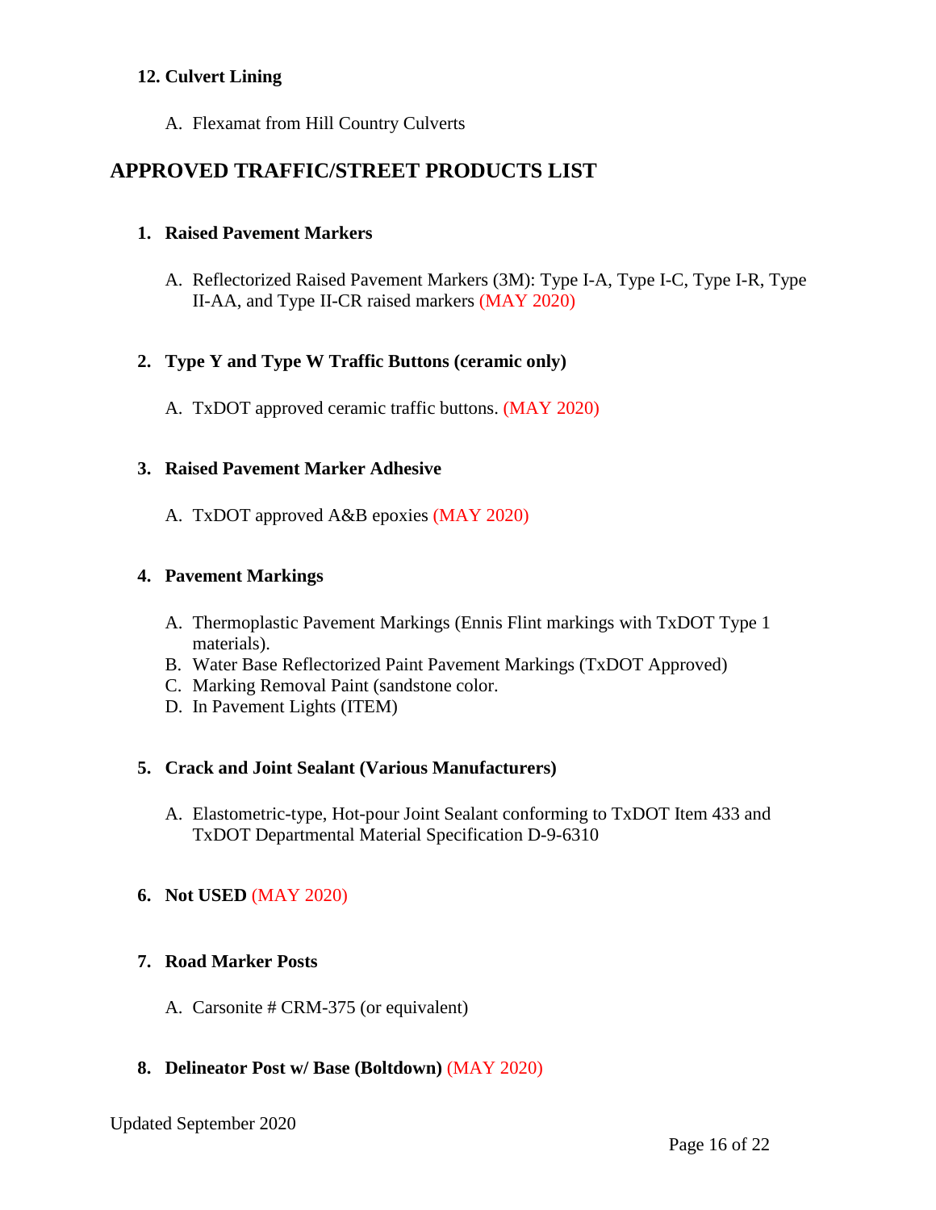**12. Culvert Lining**

A. Flexamat from Hill Country Culverts

## APPROVED TRAFFIC/STREET PRODUCTS LIST

**1. Raised Pavement Markers**

A. Reflectorized Raised Pavement Markers (3M): Type I-A, Type I-C, Type I-R, Type II-AA, and Type II-CR raised markers (MAY 2020)

**2. Type Y and Type W Traffic Buttons (ceramic only)**

A. TxDOT approved ceramic traffic buttons. (MAY 2020)

**3. Raised Pavement Marker Adhesive**

A. TxDOT approved A&B epoxies (MAY 2020)

**4. Pavement Markings**

A. Thermoplastic Pavement Markings (Ennis Flint markings with TxDOT Type 1 materials).
B. Water Base Reflectorized Paint Pavement Markings (TxDOT Approved)
C. Marking Removal Paint (sandstone color.
D. In Pavement Lights (ITEM)

**5. Crack and Joint Sealant (Various Manufacturers)**

A. Elastometric-type, Hot-pour Joint Sealant conforming to TxDOT Item 433 and TxDOT Departmental Material Specification D-9-6310

**6. Not USED** (MAY 2020)

**7. Road Marker Posts**

A. Carsonite # CRM-375 (or equivalent)

**8. Delineator Post w/ Base (Boltdown)** (MAY 2020)

Updated September 2020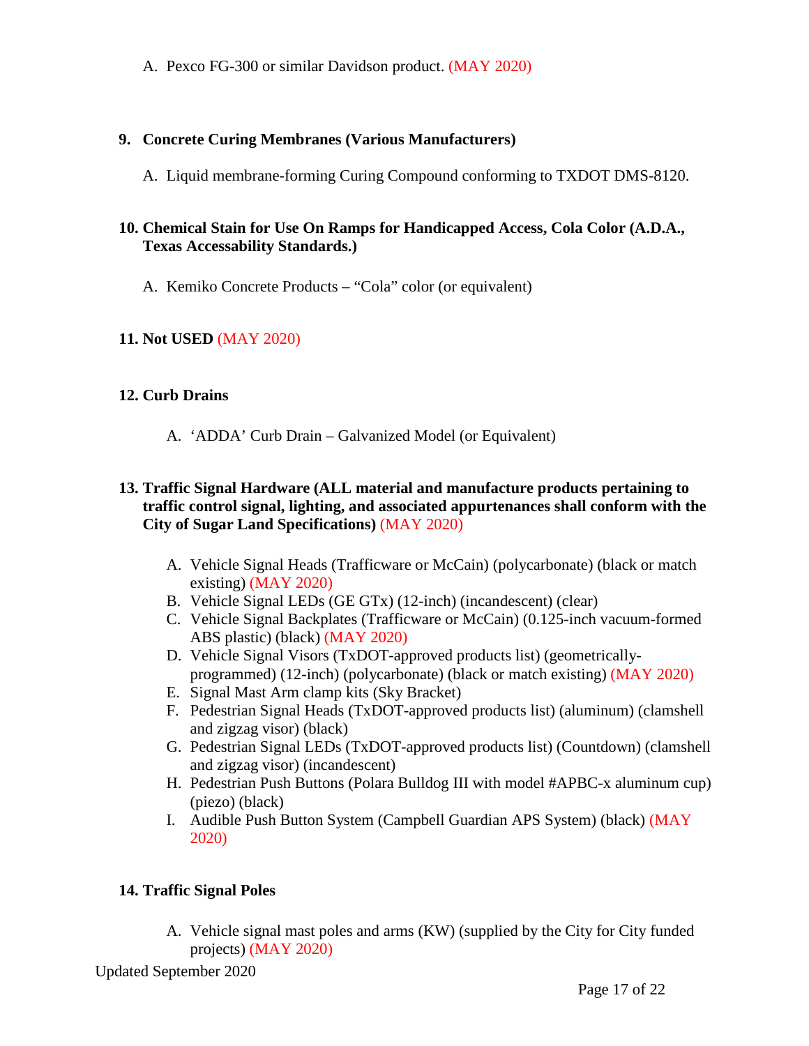A. Pexco FG-300 or similar Davidson product. (MAY 2020)

**9. Concrete Curing Membranes (Various Manufacturers)**

A. Liquid membrane-forming Curing Compound conforming to TXDOT DMS-8120.

**10. Chemical Stain for Use On Ramps for Handicapped Access, Cola Color (A.D.A., Texas Accessability Standards.)**

A. Kemiko Concrete Products – "Cola" color (or equivalent)

**11. Not USED** (MAY 2020)

**12. Curb Drains**

A. 'ADDA' Curb Drain – Galvanized Model (or Equivalent)

**13. Traffic Signal Hardware (ALL material and manufacture products pertaining to traffic control signal, lighting, and associated appurtenances shall conform with the City of Sugar Land Specifications)** (MAY 2020)

A. Vehicle Signal Heads (Trafficware or McCain) (polycarbonate) (black or match existing) (MAY 2020)
B. Vehicle Signal LEDs (GE GTx) (12-inch) (incandescent) (clear)
C. Vehicle Signal Backplates (Trafficware or McCain) (0.125-inch vacuum-formed ABS plastic) (black) (MAY 2020)
D. Vehicle Signal Visors (TxDOT-approved products list) (geometrically-programmed) (12-inch) (polycarbonate) (black or match existing) (MAY 2020)
E. Signal Mast Arm clamp kits (Sky Bracket)
F. Pedestrian Signal Heads (TxDOT-approved products list) (aluminum) (clamshell and zigzag visor) (black)
G. Pedestrian Signal LEDs (TxDOT-approved products list) (Countdown) (clamshell and zigzag visor) (incandescent)
H. Pedestrian Push Buttons (Polara Bulldog III with model #APBC-x aluminum cup) (piezo) (black)
I. Audible Push Button System (Campbell Guardian APS System) (black) (MAY 2020)

**14. Traffic Signal Poles**

A. Vehicle signal mast poles and arms (KW) (supplied by the City for City funded projects) (MAY 2020)

Updated September 2020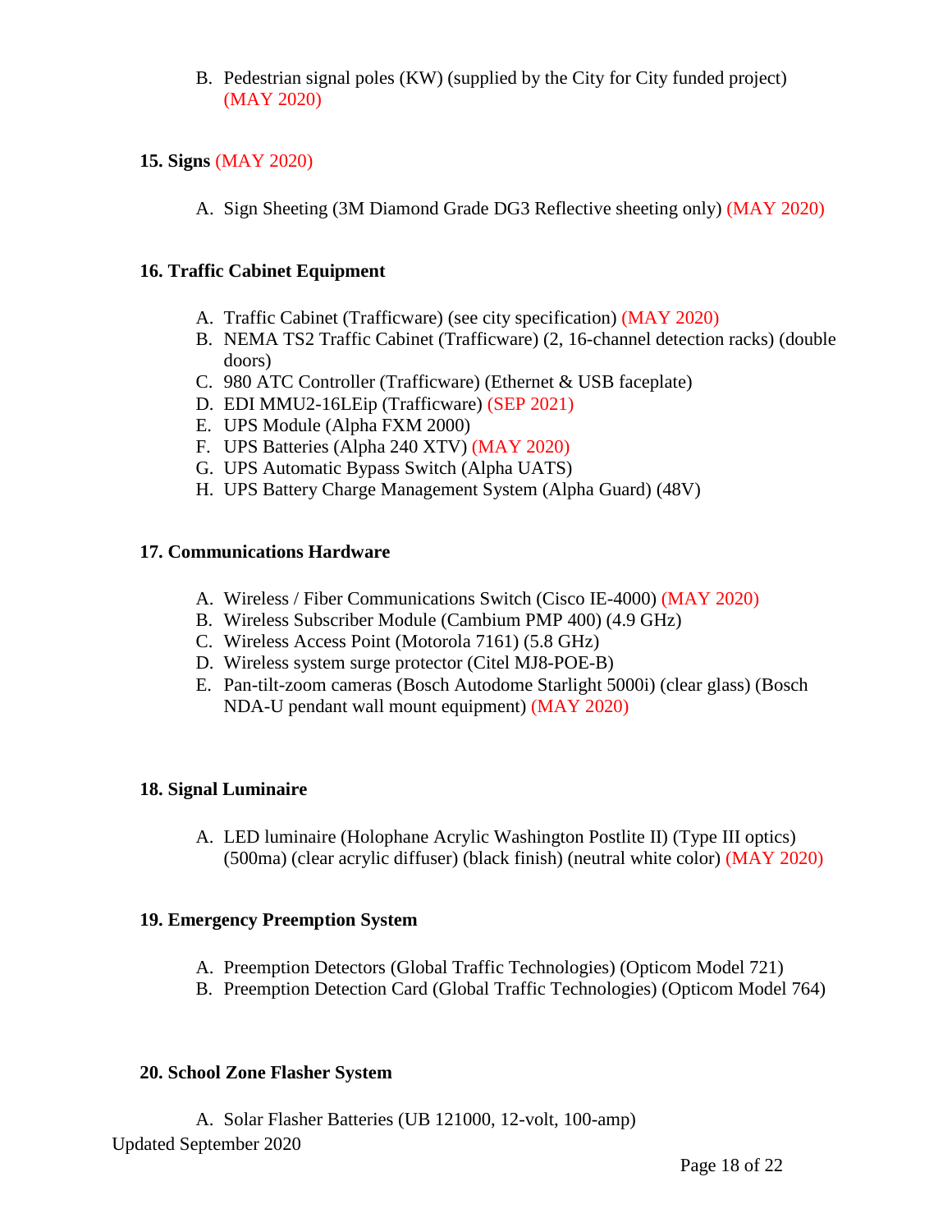B. Pedestrian signal poles (KW) (supplied by the City for City funded project) (MAY 2020)

**15. Signs** (MAY 2020)

A. Sign Sheeting (3M Diamond Grade DG3 Reflective sheeting only) (MAY 2020)

**16. Traffic Cabinet Equipment**

A. Traffic Cabinet (Trafficware) (see city specification) (MAY 2020)
B. NEMA TS2 Traffic Cabinet (Trafficware) (2, 16-channel detection racks) (double doors)
C. 980 ATC Controller (Trafficware) (Ethernet & USB faceplate)
D. EDI MMU2-16LEip (Trafficware) (SEP 2021)
E. UPS Module (Alpha FXM 2000)
F. UPS Batteries (Alpha 240 XTV) (MAY 2020)
G. UPS Automatic Bypass Switch (Alpha UATS)
H. UPS Battery Charge Management System (Alpha Guard) (48V)

**17. Communications Hardware**

A. Wireless / Fiber Communications Switch (Cisco IE-4000) (MAY 2020)
B. Wireless Subscriber Module (Cambium PMP 400) (4.9 GHz)
C. Wireless Access Point (Motorola 7161) (5.8 GHz)
D. Wireless system surge protector (Citel MJ8-POE-B)
E. Pan-tilt-zoom cameras (Bosch Autodome Starlight 5000i) (clear glass) (Bosch NDA-U pendant wall mount equipment) (MAY 2020)

**18. Signal Luminaire**

A. LED luminaire (Holophane Acrylic Washington Postlite II) (Type III optics) (500ma) (clear acrylic diffuser) (black finish) (neutral white color) (MAY 2020)

**19. Emergency Preemption System**

A. Preemption Detectors (Global Traffic Technologies) (Opticom Model 721)
B. Preemption Detection Card (Global Traffic Technologies) (Opticom Model 764)

**20. School Zone Flasher System**

A. Solar Flasher Batteries (UB 121000, 12-volt, 100-amp)

Updated September 2020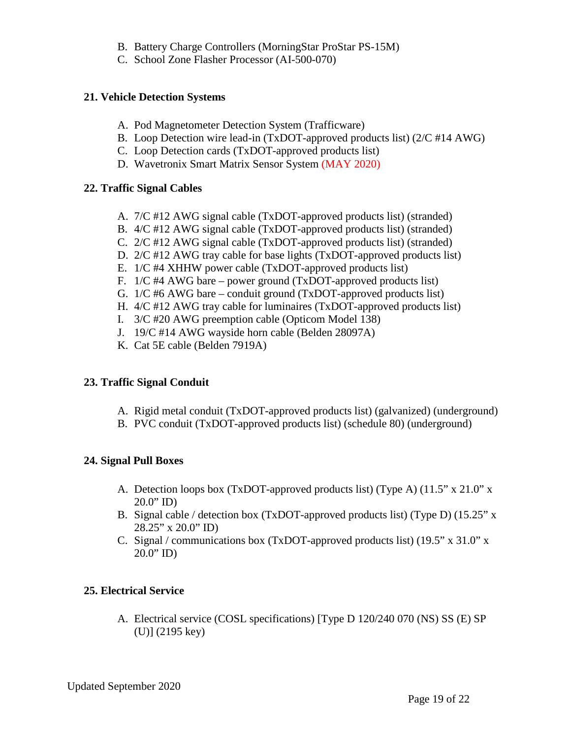B. Battery Charge Controllers (MorningStar ProStar PS-15M)
C. School Zone Flasher Processor (AI-500-070)

**21. Vehicle Detection Systems**

A. Pod Magnetometer Detection System (Trafficware)
B. Loop Detection wire lead-in (TxDOT-approved products list) (2/C #14 AWG)
C. Loop Detection cards (TxDOT-approved products list)
D. Wavetronix Smart Matrix Sensor System (MAY 2020)

**22. Traffic Signal Cables**

A. 7/C #12 AWG signal cable (TxDOT-approved products list) (stranded)
B. 4/C #12 AWG signal cable (TxDOT-approved products list) (stranded)
C. 2/C #12 AWG signal cable (TxDOT-approved products list) (stranded)
D. 2/C #12 AWG tray cable for base lights (TxDOT-approved products list)
E. 1/C #4 XHHW power cable (TxDOT-approved products list)
F. 1/C #4 AWG bare – power ground (TxDOT-approved products list)
G. 1/C #6 AWG bare – conduit ground (TxDOT-approved products list)
H. 4/C #12 AWG tray cable for luminaires (TxDOT-approved products list)
I. 3/C #20 AWG preemption cable (Opticom Model 138)
J. 19/C #14 AWG wayside horn cable (Belden 28097A)
K. Cat 5E cable (Belden 7919A)

**23. Traffic Signal Conduit**

A. Rigid metal conduit (TxDOT-approved products list) (galvanized) (underground)
B. PVC conduit (TxDOT-approved products list) (schedule 80) (underground)

**24. Signal Pull Boxes**

A. Detection loops box (TxDOT-approved products list) (Type A) (11.5" x 21.0" x 20.0" ID)
B. Signal cable / detection box (TxDOT-approved products list) (Type D) (15.25" x 28.25" x 20.0" ID)
C. Signal / communications box (TxDOT-approved products list) (19.5" x 31.0" x 20.0" ID)

**25. Electrical Service**

A. Electrical service (COSL specifications) [Type D 120/240 070 (NS) SS (E) SP (U)] (2195 key)

Updated September 2020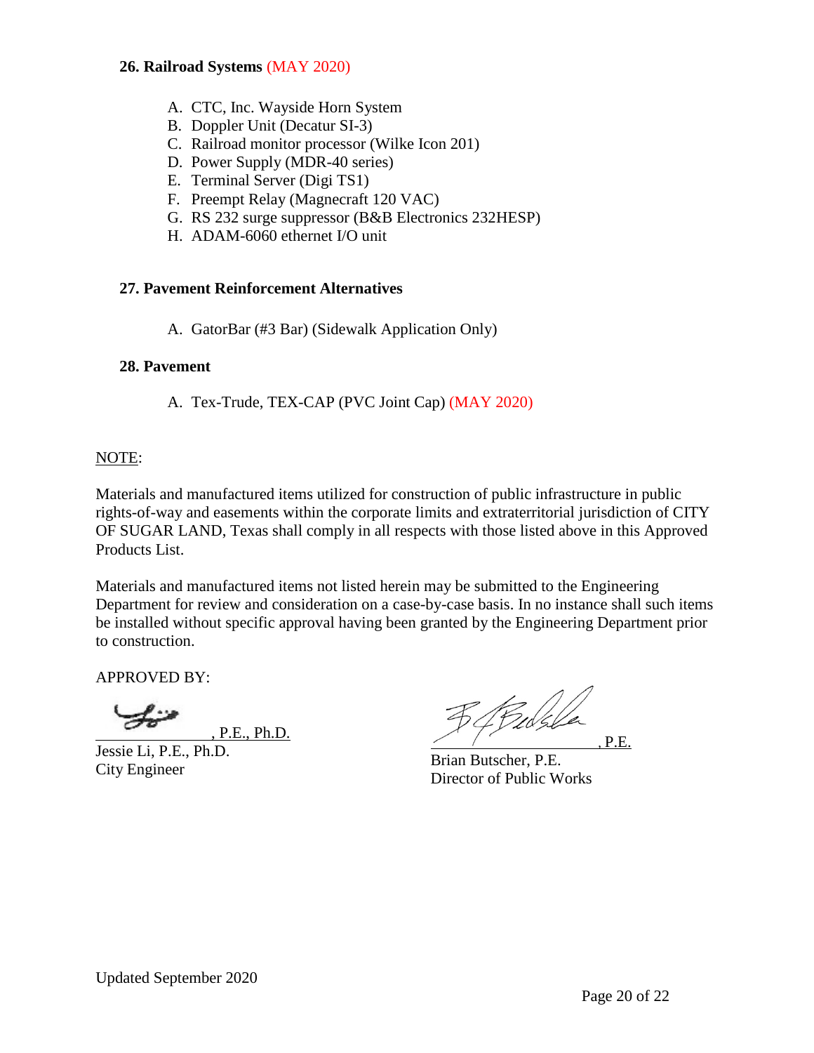**26. Railroad Systems** (MAY 2020)

A. CTC, Inc. Wayside Horn System
B. Doppler Unit (Decatur SI-3)
C. Railroad monitor processor (Wilke Icon 201)
D. Power Supply (MDR-40 series)
E. Terminal Server (Digi TS1)
F. Preempt Relay (Magnecraft 120 VAC)
G. RS 232 surge suppressor (B&B Electronics 232HESP)
H. ADAM-6060 ethernet I/O unit

**27. Pavement Reinforcement Alternatives**

A. GatorBar (#3 Bar) (Sidewalk Application Only)

**28. Pavement**

A. Tex-Trude, TEX-CAP (PVC Joint Cap) (MAY 2020)

NOTE:

Materials and manufactured items utilized for construction of public infrastructure in public rights-of-way and easements within the corporate limits and extraterritorial jurisdiction of CITY OF SUGAR LAND, Texas shall comply in all respects with those listed above in this Approved Products List.

Materials and manufactured items not listed herein may be submitted to the Engineering Department for review and consideration on a case-by-case basis. In no instance shall such items be installed without specific approval having been granted by the Engineering Department prior to construction.

APPROVED BY:

\_\_\_\_\_\_\_\_\_\_\_\_\_\_\_\_, P.E., Ph.D.
Jessie Li, P.E., Ph.D.
City Engineer

\_\_\_\_\_\_\_\_\_\_\_\_\_\_\_\_, P.E.
Brian Butscher, P.E.
Director of Public Works

Updated September 2020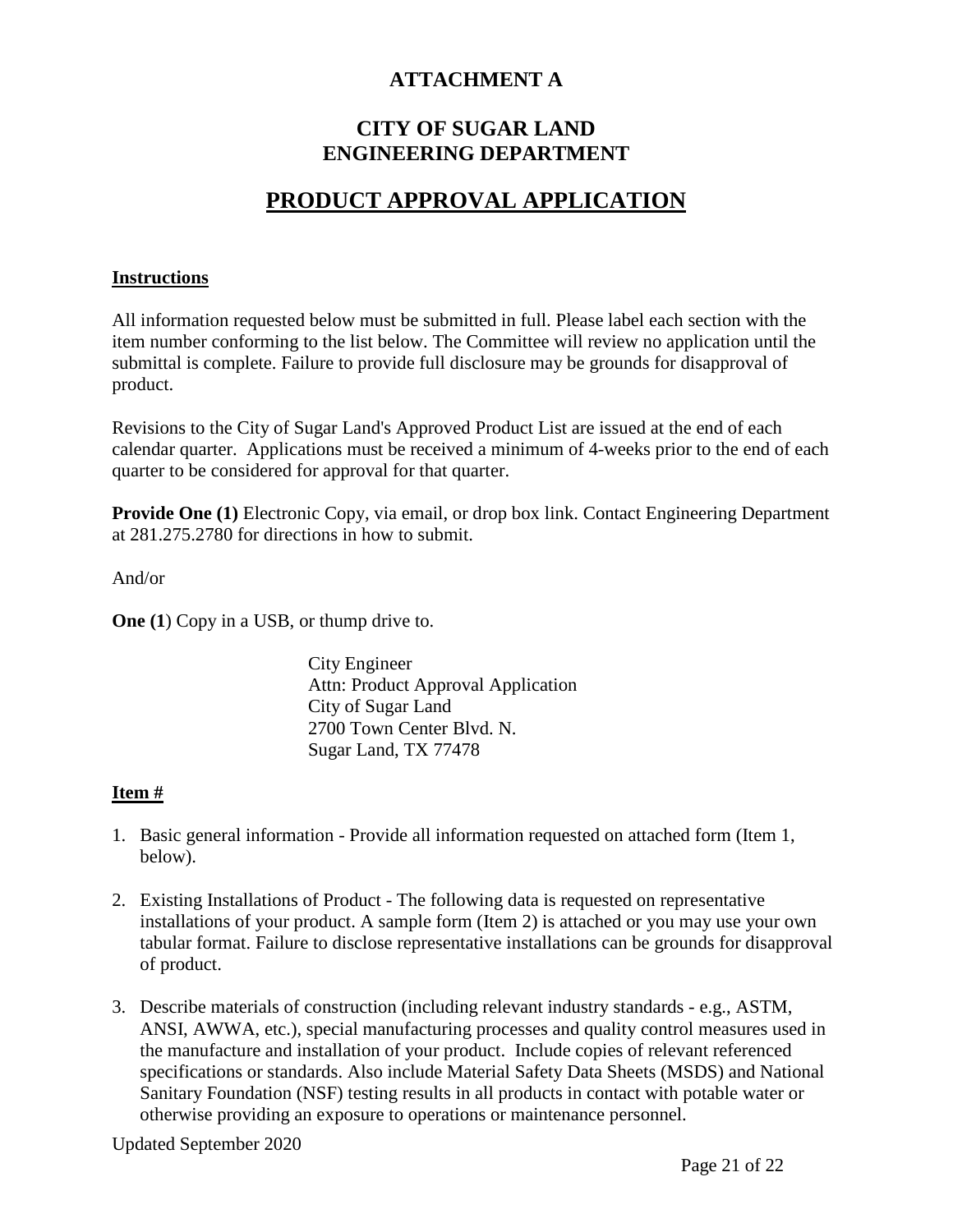# ATTACHMENT A

## CITY OF SUGAR LAND
## ENGINEERING DEPARTMENT

## PRODUCT APPROVAL APPLICATION

**Instructions**

All information requested below must be submitted in full. Please label each section with the item number conforming to the list below. The Committee will review no application until the submittal is complete. Failure to provide full disclosure may be grounds for disapproval of product.

Revisions to the City of Sugar Land's Approved Product List are issued at the end of each calendar quarter. Applications must be received a minimum of 4-weeks prior to the end of each quarter to be considered for approval for that quarter.

**Provide One (1)** Electronic Copy, via email, or drop box link. Contact Engineering Department at 281.275.2780 for directions in how to submit.

And/or

**One (1**) Copy in a USB, or thump drive to.

City Engineer
Attn: Product Approval Application
City of Sugar Land
2700 Town Center Blvd. N.
Sugar Land, TX 77478

**Item #**

1. Basic general information - Provide all information requested on attached form (Item 1, below).
2. Existing Installations of Product - The following data is requested on representative installations of your product. A sample form (Item 2) is attached or you may use your own tabular format. Failure to disclose representative installations can be grounds for disapproval of product.
3. Describe materials of construction (including relevant industry standards - e.g., ASTM, ANSI, AWWA, etc.), special manufacturing processes and quality control measures used in the manufacture and installation of your product. Include copies of relevant referenced specifications or standards. Also include Material Safety Data Sheets (MSDS) and National Sanitary Foundation (NSF) testing results in all products in contact with potable water or otherwise providing an exposure to operations or maintenance personnel.

Updated September 2020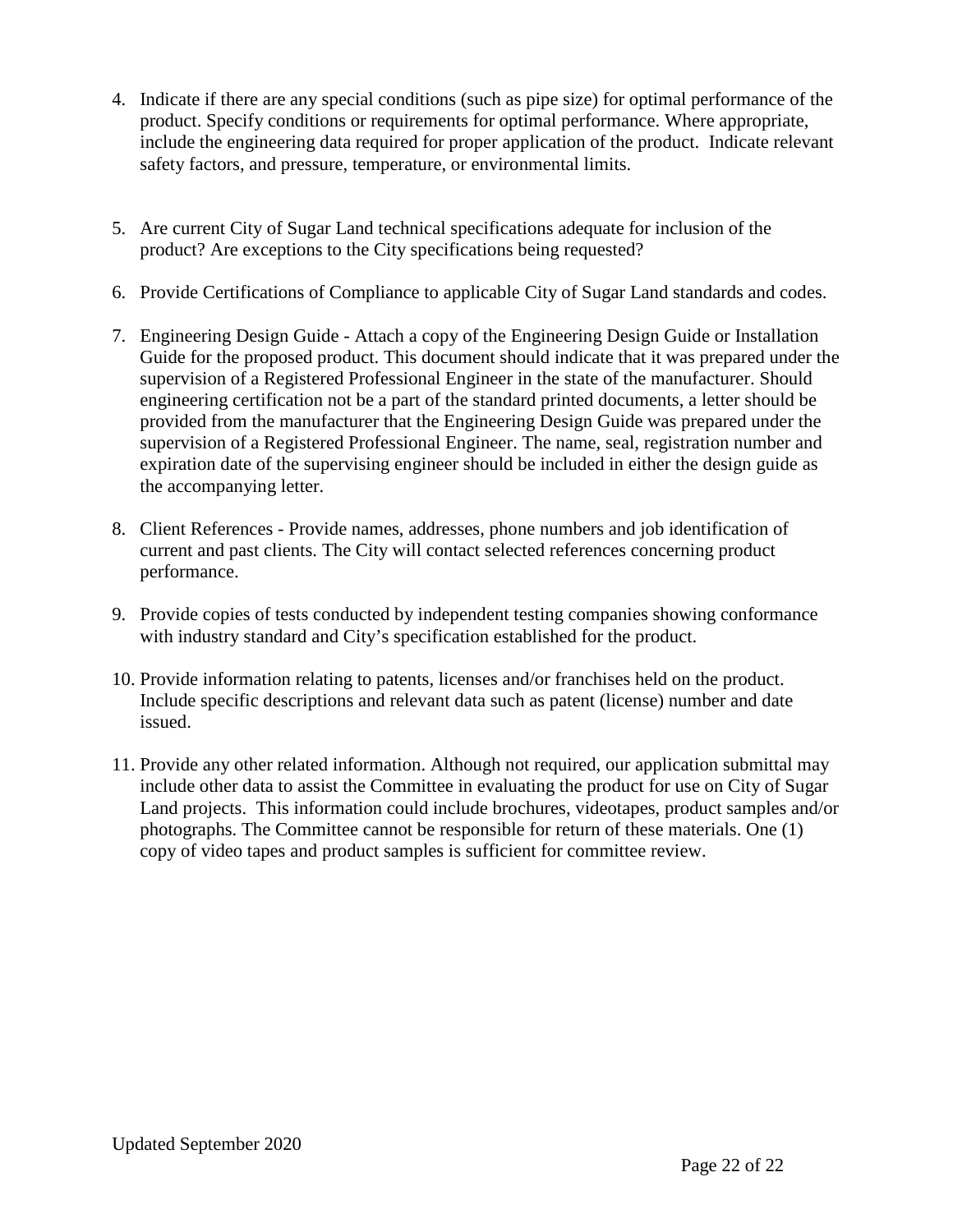4. Indicate if there are any special conditions (such as pipe size) for optimal performance of the product. Specify conditions or requirements for optimal performance. Where appropriate, include the engineering data required for proper application of the product. Indicate relevant safety factors, and pressure, temperature, or environmental limits.

5. Are current City of Sugar Land technical specifications adequate for inclusion of the product? Are exceptions to the City specifications being requested?

6. Provide Certifications of Compliance to applicable City of Sugar Land standards and codes.

7. Engineering Design Guide - Attach a copy of the Engineering Design Guide or Installation Guide for the proposed product. This document should indicate that it was prepared under the supervision of a Registered Professional Engineer in the state of the manufacturer. Should engineering certification not be a part of the standard printed documents, a letter should be provided from the manufacturer that the Engineering Design Guide was prepared under the supervision of a Registered Professional Engineer. The name, seal, registration number and expiration date of the supervising engineer should be included in either the design guide as the accompanying letter.

8. Client References - Provide names, addresses, phone numbers and job identification of current and past clients. The City will contact selected references concerning product performance.

9. Provide copies of tests conducted by independent testing companies showing conformance with industry standard and City's specification established for the product.

10. Provide information relating to patents, licenses and/or franchises held on the product. Include specific descriptions and relevant data such as patent (license) number and date issued.

11. Provide any other related information. Although not required, our application submittal may include other data to assist the Committee in evaluating the product for use on City of Sugar Land projects. This information could include brochures, videotapes, product samples and/or photographs. The Committee cannot be responsible for return of these materials. One (1) copy of video tapes and product samples is sufficient for committee review.

Updated September 2020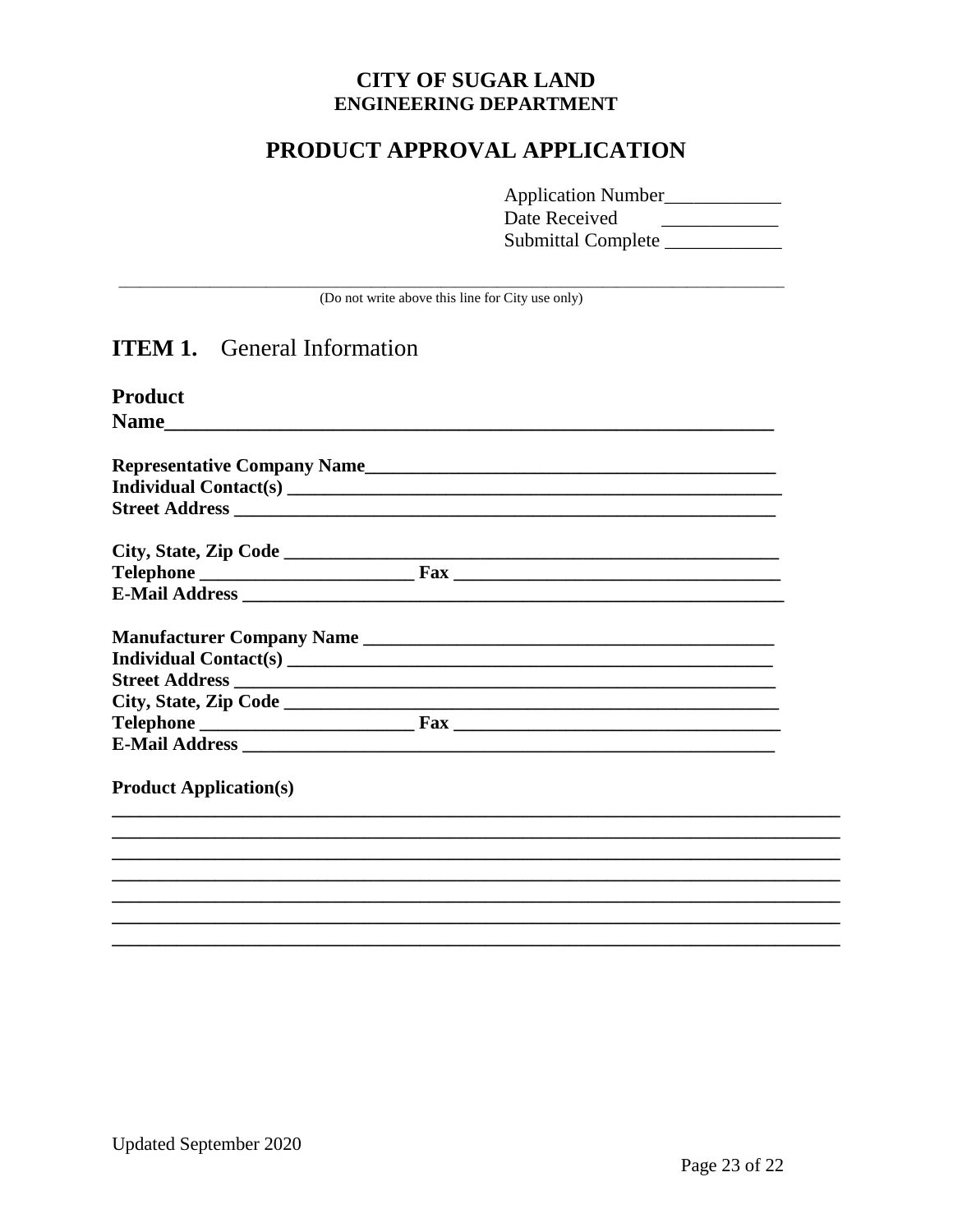# CITY OF SUGAR LAND
## ENGINEERING DEPARTMENT

# PRODUCT APPROVAL APPLICATION

Application Number____________
Date Received ____________
Submittal Complete ____________

---

(Do not write above this line for City use only)

## **ITEM 1.** General Information

**Product Name**___________________________________________________________

**Representative Company Name**____________________________________________
**Individual Contact(s)** _____________________________________________________
**Street Address** __________________________________________________________

**City, State, Zip Code** _____________________________________________________
**Telephone** _______________________ **Fax** ___________________________________
**E-Mail Address** __________________________________________________________

**Manufacturer Company Name** ____________________________________________
**Individual Contact(s)** ____________________________________________________
**Street Address** __________________________________________________________
**City, State, Zip Code** _____________________________________________________
**Telephone** _______________________ **Fax** ___________________________________
**E-Mail Address** __________________________________________________________

**Product Application(s)**
________________________________________________________________________________
________________________________________________________________________________
________________________________________________________________________________
________________________________________________________________________________
________________________________________________________________________________
________________________________________________________________________________
________________________________________________________________________________

Updated September 2020